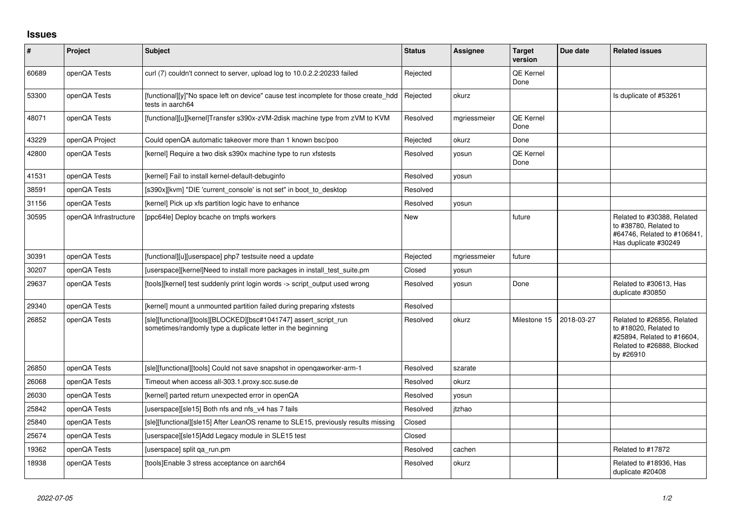# Issues

| # | Project | Subject | Status | Assignee | Target version | Due date | Related issues |
|---|---|---|---|---|---|---|---|
| 60689 | openQA Tests | curl (7) couldn't connect to server, upload log to 10.0.2.2:20233 failed | Rejected | | QE Kernel Done | | |
| 53300 | openQA Tests | [functional][y]"No space left on device" cause test incomplete for those create_hdd tests in aarch64 | Rejected | okurz | | | Is duplicate of #53261 |
| 48071 | openQA Tests | [functional][u][kernel]Transfer s390x-zVM-2disk machine type from zVM to KVM | Resolved | mgriessmeier | QE Kernel Done | | |
| 43229 | openQA Project | Could openQA automatic takeover more than 1 known bsc/poo | Rejected | okurz | Done | | |
| 42800 | openQA Tests | [kernel] Require a two disk s390x machine type to run xfstests | Resolved | yosun | QE Kernel Done | | |
| 41531 | openQA Tests | [kernel] Fail to install kernel-default-debuginfo | Resolved | yosun | | | |
| 38591 | openQA Tests | [s390x][kvm] "DIE 'current_console' is not set" in boot_to_desktop | Resolved | | | | |
| 31156 | openQA Tests | [kernel] Pick up xfs partition logic have to enhance | Resolved | yosun | | | |
| 30595 | openQA Infrastructure | [ppc64le] Deploy bcache on tmpfs workers | New | | future | | Related to #30388, Related to #38780, Related to #64746, Related to #106841, Has duplicate #30249 |
| 30391 | openQA Tests | [functional][u][userspace] php7 testsuite need a update | Rejected | mgriessmeier | future | | |
| 30207 | openQA Tests | [userspace][kernel]Need to install more packages in install_test_suite.pm | Closed | yosun | | | |
| 29637 | openQA Tests | [tools][kernel] test suddenly print login words -> script_output used wrong | Resolved | yosun | Done | | Related to #30613, Has duplicate #30850 |
| 29340 | openQA Tests | [kernel] mount a unmounted partition failed during preparing xfstests | Resolved | | | | |
| 26852 | openQA Tests | [sle][functional][tools][BLOCKED][bsc#1041747] assert_script_run sometimes/randomly type a duplicate letter in the beginning | Resolved | okurz | Milestone 15 | 2018-03-27 | Related to #26856, Related to #18020, Related to #25894, Related to #16604, Related to #26888, Blocked by #26910 |
| 26850 | openQA Tests | [sle][functional][tools] Could not save snapshot in openqaworker-arm-1 | Resolved | szarate | | | |
| 26068 | openQA Tests | Timeout when access all-303.1.proxy.scc.suse.de | Resolved | okurz | | | |
| 26030 | openQA Tests | [kernel] parted return unexpected error in openQA | Resolved | yosun | | | |
| 25842 | openQA Tests | [userspace][sle15] Both nfs and nfs_v4 has 7 fails | Resolved | jtzhao | | | |
| 25840 | openQA Tests | [sle][functional][sle15] After LeanOS rename to SLE15, previously results missing | Closed | | | | |
| 25674 | openQA Tests | [userspace][sle15]Add Legacy module in SLE15 test | Closed | | | | |
| 19362 | openQA Tests | [userspace] split qa_run.pm | Resolved | cachen | | | Related to #17872 |
| 18938 | openQA Tests | [tools]Enable 3 stress acceptance on aarch64 | Resolved | okurz | | | Related to #18936, Has duplicate #20408 |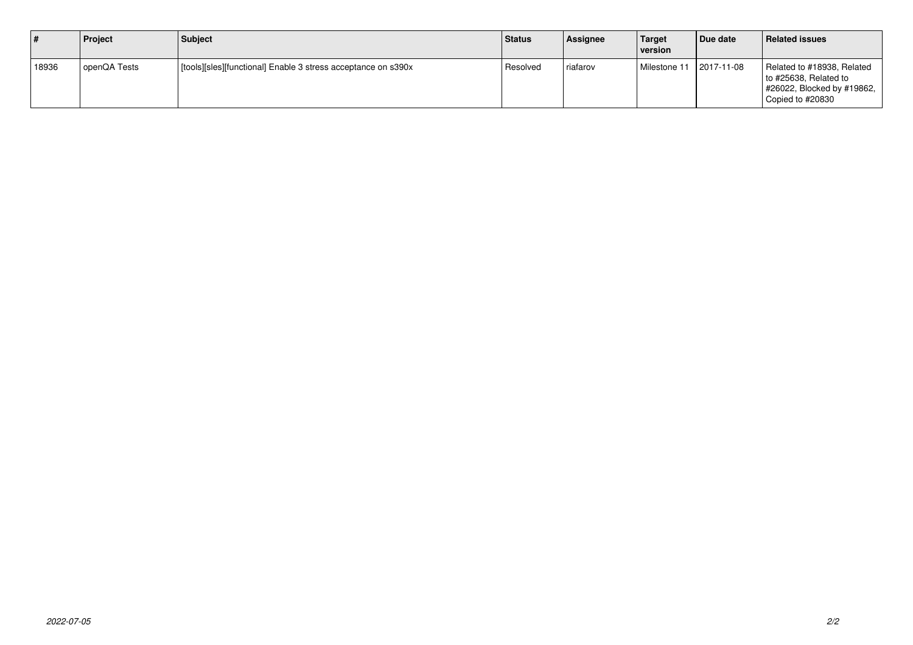| # | Project | Subject | Status | Assignee | Target version | Due date | Related issues |
|---|---|---|---|---|---|---|---|
| 18936 | openQA Tests | [tools][sles][functional] Enable 3 stress acceptance on s390x | Resolved | riafarov | Milestone 11 | 2017-11-08 | Related to #18938, Related to #25638, Related to #26022, Blocked by #19862, Copied to #20830 |